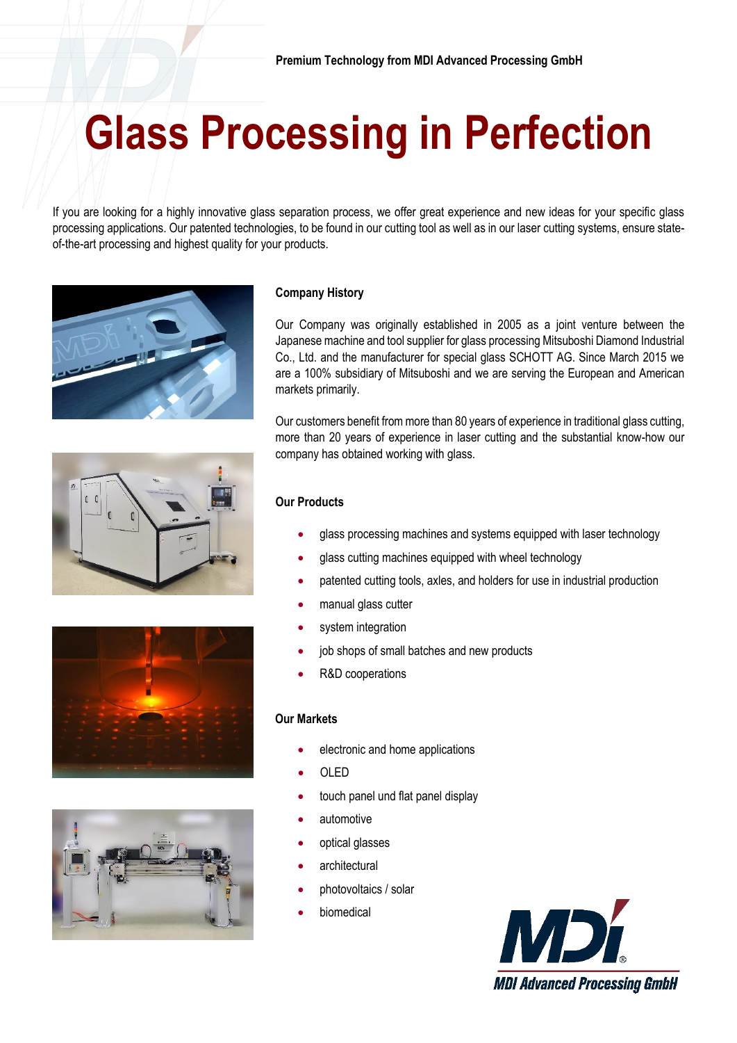Premium Technology from MDI Advanced Processing GmbH

# Glass Processing in Perfection

If you are looking for a highly innovative glass separation process, we offer great experience and new ideas for your specific glass processing applications. Our patented technologies, to be found in our cutting tool as well as in our laser cutting systems, ensure state-of-the-art processing and highest quality for your products.

## Company History

Our Company was originally established in 2005 as a joint venture between the Japanese machine and tool supplier for glass processing Mitsuboshi Diamond Industrial Co., Ltd. and the manufacturer for special glass SCHOTT AG. Since March 2015 we are a 100% subsidiary of Mitsuboshi and we are serving the European and American markets primarily.

Our customers benefit from more than 80 years of experience in traditional glass cutting, more than 20 years of experience in laser cutting and the substantial know-how our company has obtained working with glass.

## Our Products

- glass processing machines and systems equipped with laser technology
- glass cutting machines equipped with wheel technology
- patented cutting tools, axles, and holders for use in industrial production
- manual glass cutter
- system integration
- job shops of small batches and new products
- R&D cooperations

## Our Markets

- electronic and home applications
- OLED
- touch panel und flat panel display
- automotive
- optical glasses
- architectural
- photovoltaics / solar
- biomedical

MDI Advanced Processing GmbH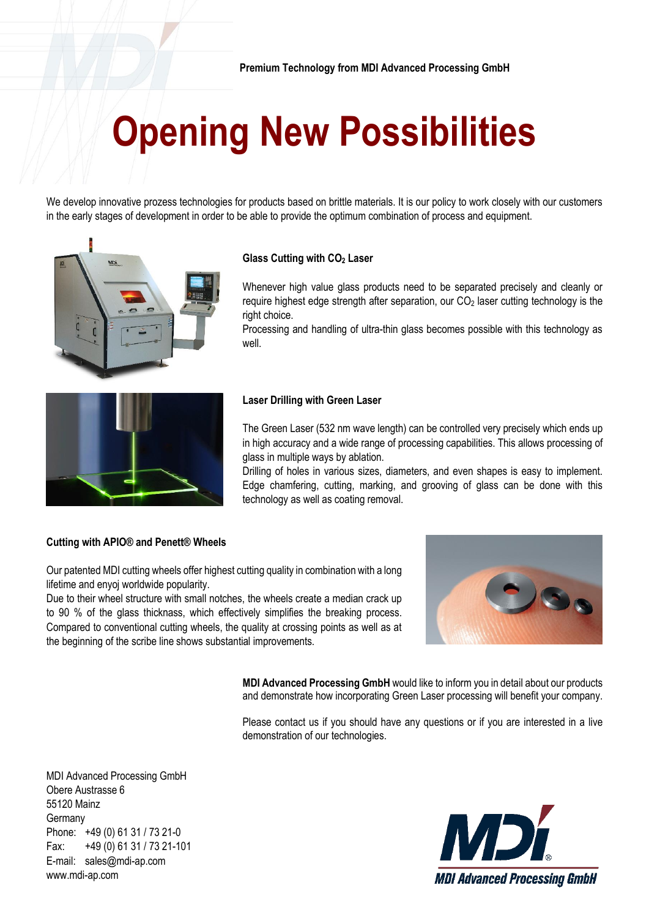Premium Technology from MDI Advanced Processing GmbH

# Opening New Possibilities

We develop innovative prozess technologies for products based on brittle materials. It is our policy to work closely with our customers in the early stages of development in order to be able to provide the optimum combination of process and equipment.

### Glass Cutting with $CO_2$ Laser

Whenever high value glass products need to be separated precisely and cleanly or require highest edge strength after separation, our $CO_2$ laser cutting technology is the right choice.
Processing and handling of ultra-thin glass becomes possible with this technology as well.

### Laser Drilling with Green Laser

The Green Laser (532 nm wave length) can be controlled very precisely which ends up in high accuracy and a wide range of processing capabilities. This allows processing of glass in multiple ways by ablation.
Drilling of holes in various sizes, diameters, and even shapes is easy to implement. Edge chamfering, cutting, marking, and grooving of glass can be done with this technology as well as coating removal.

### Cutting with APIO® and Penett® Wheels

Our patented MDI cutting wheels offer highest cutting quality in combination with a long lifetime and enyoj worldwide popularity.
Due to their wheel structure with small notches, the wheels create a median crack up to 90 % of the glass thicknass, which effectively simplifies the breaking process. Compared to conventional cutting wheels, the quality at crossing points as well as at the beginning of the scribe line shows substantial improvements.

**MDI Advanced Processing GmbH** would like to inform you in detail about our products and demonstrate how incorporating Green Laser processing will benefit your company.

Please contact us if you should have any questions or if you are interested in a live demonstration of our technologies.

MDI Advanced Processing GmbH
Obere Austrasse 6
55120 Mainz
Germany
Phone: +49 (0) 61 31 / 73 21-0
Fax: +49 (0) 61 31 / 73 21-101
E-mail: sales@mdi-ap.com
www.mdi-ap.com

MDI Advanced Processing GmbH